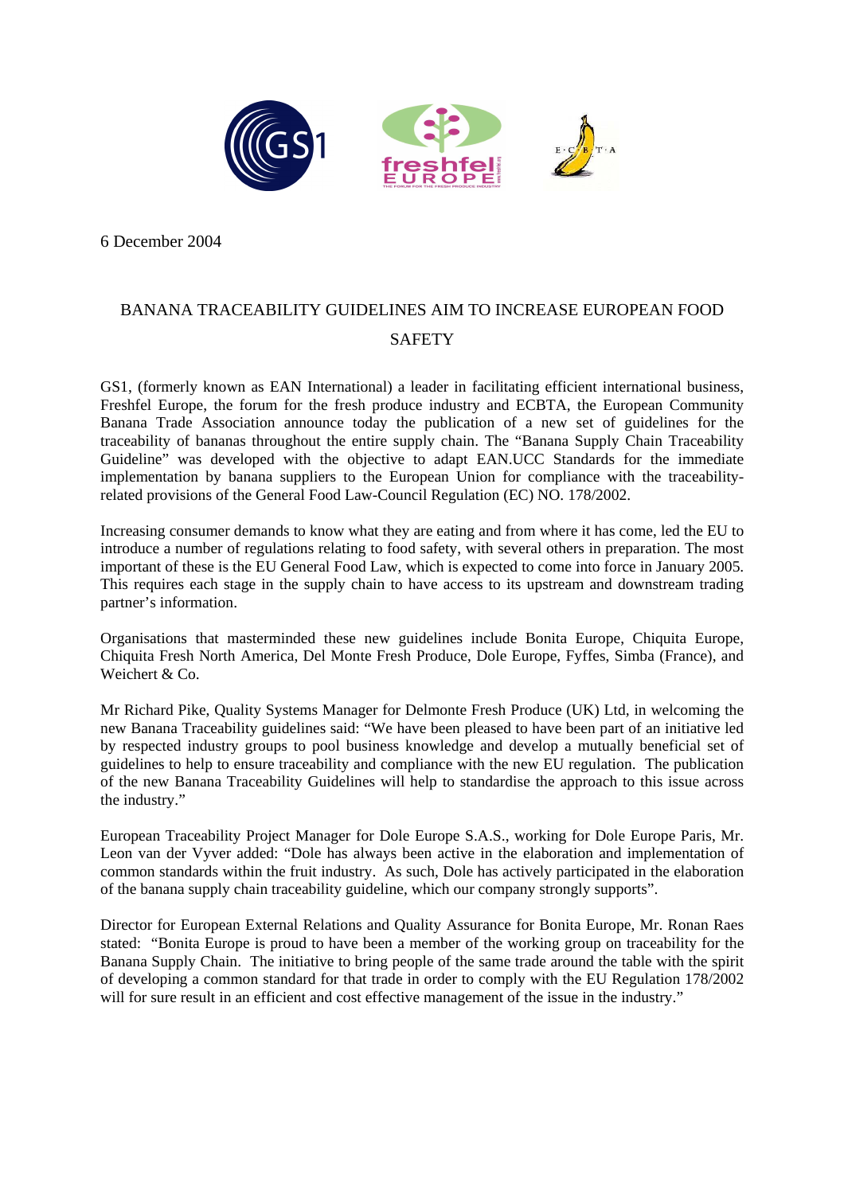6 December 2004

# BANANA TRACEABILITY GUIDELINES AIM TO INCREASE EUROPEAN FOOD SAFETY

GS1, (formerly known as EAN International) a leader in facilitating efficient international business, Freshfel Europe, the forum for the fresh produce industry and ECBTA, the European Community Banana Trade Association announce today the publication of a new set of guidelines for the traceability of bananas throughout the entire supply chain. The "Banana Supply Chain Traceability Guideline" was developed with the objective to adapt EAN.UCC Standards for the immediate implementation by banana suppliers to the European Union for compliance with the traceability-related provisions of the General Food Law-Council Regulation (EC) NO. 178/2002.

Increasing consumer demands to know what they are eating and from where it has come, led the EU to introduce a number of regulations relating to food safety, with several others in preparation. The most important of these is the EU General Food Law, which is expected to come into force in January 2005. This requires each stage in the supply chain to have access to its upstream and downstream trading partner's information.

Organisations that masterminded these new guidelines include Bonita Europe, Chiquita Europe, Chiquita Fresh North America, Del Monte Fresh Produce, Dole Europe, Fyffes, Simba (France), and Weichert & Co.

Mr Richard Pike, Quality Systems Manager for Delmonte Fresh Produce (UK) Ltd, in welcoming the new Banana Traceability guidelines said: "We have been pleased to have been part of an initiative led by respected industry groups to pool business knowledge and develop a mutually beneficial set of guidelines to help to ensure traceability and compliance with the new EU regulation. The publication of the new Banana Traceability Guidelines will help to standardise the approach to this issue across the industry."

European Traceability Project Manager for Dole Europe S.A.S., working for Dole Europe Paris, Mr. Leon van der Vyver added: "Dole has always been active in the elaboration and implementation of common standards within the fruit industry. As such, Dole has actively participated in the elaboration of the banana supply chain traceability guideline, which our company strongly supports".

Director for European External Relations and Quality Assurance for Bonita Europe, Mr. Ronan Raes stated: "Bonita Europe is proud to have been a member of the working group on traceability for the Banana Supply Chain. The initiative to bring people of the same trade around the table with the spirit of developing a common standard for that trade in order to comply with the EU Regulation 178/2002 will for sure result in an efficient and cost effective management of the issue in the industry."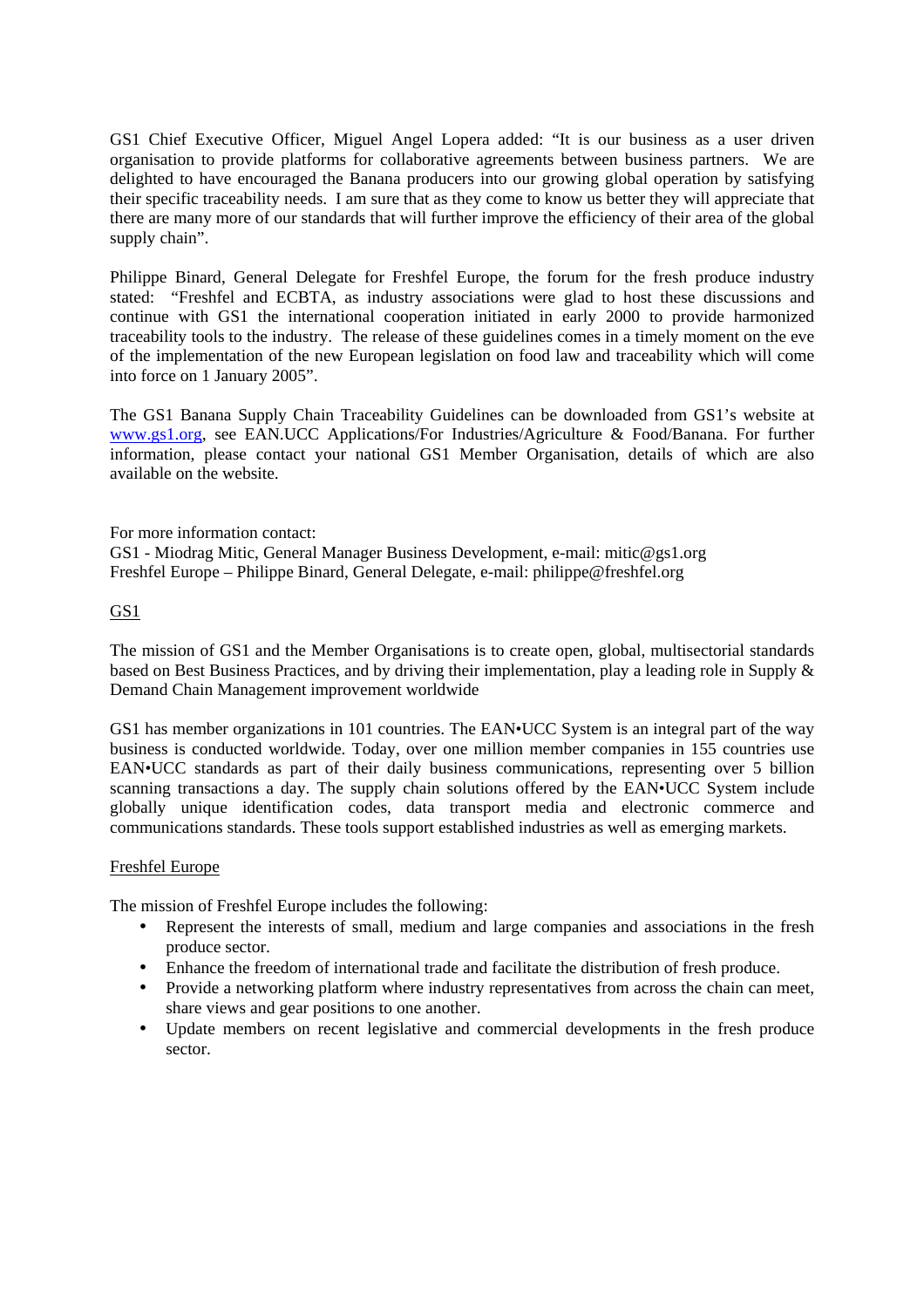GS1 Chief Executive Officer, Miguel Angel Lopera added: "It is our business as a user driven organisation to provide platforms for collaborative agreements between business partners. We are delighted to have encouraged the Banana producers into our growing global operation by satisfying their specific traceability needs. I am sure that as they come to know us better they will appreciate that there are many more of our standards that will further improve the efficiency of their area of the global supply chain".

Philippe Binard, General Delegate for Freshfel Europe, the forum for the fresh produce industry stated: "Freshfel and ECBTA, as industry associations were glad to host these discussions and continue with GS1 the international cooperation initiated in early 2000 to provide harmonized traceability tools to the industry. The release of these guidelines comes in a timely moment on the eve of the implementation of the new European legislation on food law and traceability which will come into force on 1 January 2005".

The GS1 Banana Supply Chain Traceability Guidelines can be downloaded from GS1's website at www.gs1.org, see EAN.UCC Applications/For Industries/Agriculture & Food/Banana. For further information, please contact your national GS1 Member Organisation, details of which are also available on the website.

For more information contact:
GS1 - Miodrag Mitic, General Manager Business Development, e-mail: mitic@gs1.org
Freshfel Europe – Philippe Binard, General Delegate, e-mail: philippe@freshfel.org

## GS1

The mission of GS1 and the Member Organisations is to create open, global, multisectorial standards based on Best Business Practices, and by driving their implementation, play a leading role in Supply & Demand Chain Management improvement worldwide

GS1 has member organizations in 101 countries. The EAN•UCC System is an integral part of the way business is conducted worldwide. Today, over one million member companies in 155 countries use EAN•UCC standards as part of their daily business communications, representing over 5 billion scanning transactions a day. The supply chain solutions offered by the EAN•UCC System include globally unique identification codes, data transport media and electronic commerce and communications standards. These tools support established industries as well as emerging markets.

## Freshfel Europe

The mission of Freshfel Europe includes the following:

- Represent the interests of small, medium and large companies and associations in the fresh produce sector.
- Enhance the freedom of international trade and facilitate the distribution of fresh produce.
- Provide a networking platform where industry representatives from across the chain can meet, share views and gear positions to one another.
- Update members on recent legislative and commercial developments in the fresh produce sector.